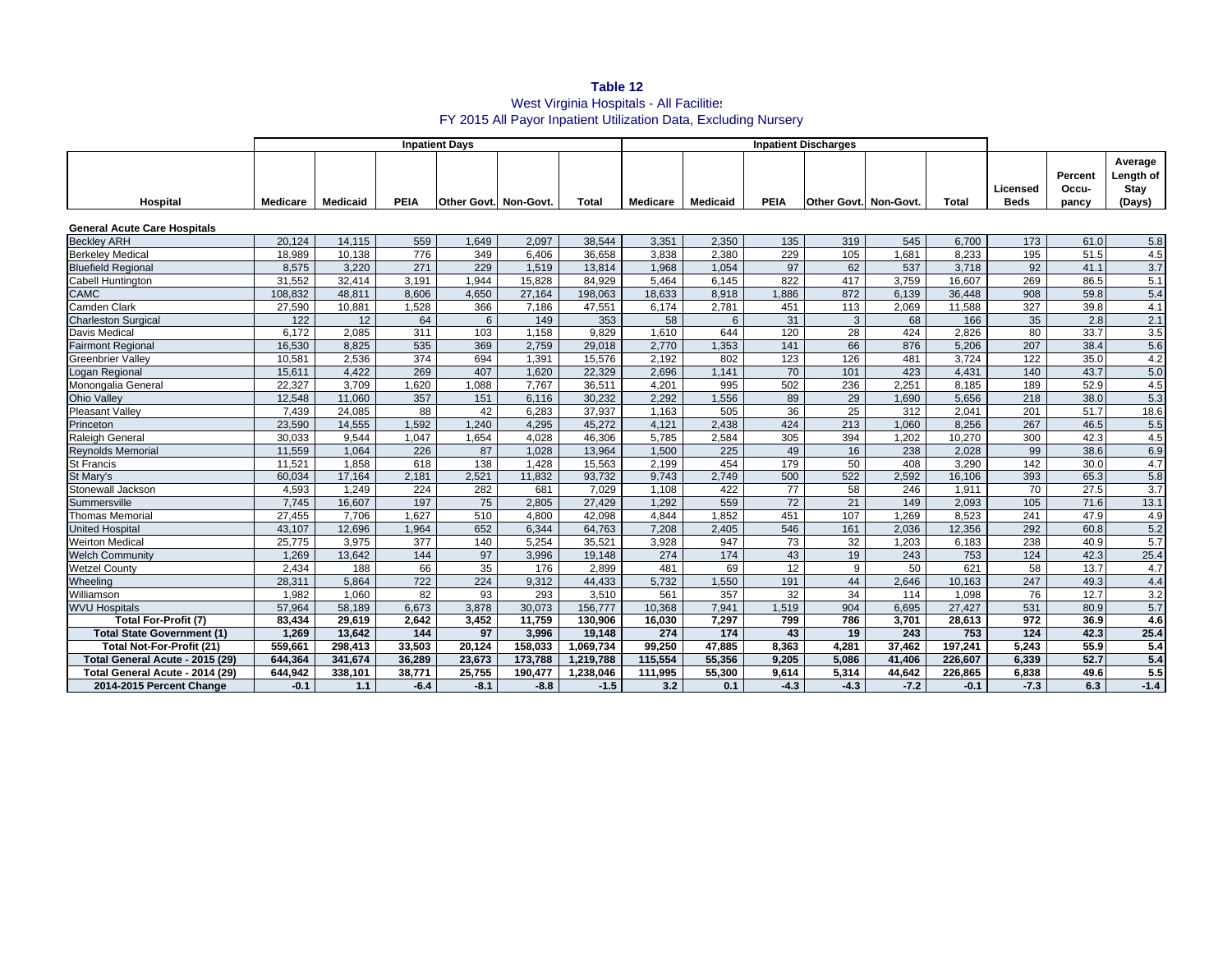# Table 12

West Virginia Hospitals - All Facilities

FY 2015 All Payor Inpatient Utilization Data, Excluding Nursery

| | Inpatient Days | | | | | | Inpatient Discharges | | | | | | | | |
|---|---|---|---|---|---|---|---|---|---|---|---|---|---|---|---|
| Hospital | Medicare | Medicaid | PEIA | Other Govt. | Non-Govt. | Total | Medicare | Medicaid | PEIA | Other Govt. | Non-Govt. | Total | Licensed Beds | Percent Occu-pancy | Average Length of Stay (Days) |
| **General Acute Care Hospitals** | | | | | | | | | | | | | | | |
| Beckley ARH | 20,124 | 14,115 | 559 | 1,649 | 2,097 | 38,544 | 3,351 | 2,350 | 135 | 319 | 545 | 6,700 | 173 | 61.0 | 5.8 |
| Berkeley Medical | 18,989 | 10,138 | 776 | 349 | 6,406 | 36,658 | 3,838 | 2,380 | 229 | 105 | 1,681 | 8,233 | 195 | 51.5 | 4.5 |
| Bluefield Regional | 8,575 | 3,220 | 271 | 229 | 1,519 | 13,814 | 1,968 | 1,054 | 97 | 62 | 537 | 3,718 | 92 | 41.1 | 3.7 |
| Cabell Huntington | 31,552 | 32,414 | 3,191 | 1,944 | 15,828 | 84,929 | 5,464 | 6,145 | 822 | 417 | 3,759 | 16,607 | 269 | 86.5 | 5.1 |
| CAMC | 108,832 | 48,811 | 8,606 | 4,650 | 27,164 | 198,063 | 18,633 | 8,918 | 1,886 | 872 | 6,139 | 36,448 | 908 | 59.8 | 5.4 |
| Camden Clark | 27,590 | 10,881 | 1,528 | 366 | 7,186 | 47,551 | 6,174 | 2,781 | 451 | 113 | 2,069 | 11,588 | 327 | 39.8 | 4.1 |
| Charleston Surgical | 122 | 12 | 64 | 6 | 149 | 353 | 58 | 6 | 31 | 3 | 68 | 166 | 35 | 2.8 | 2.1 |
| Davis Medical | 6,172 | 2,085 | 311 | 103 | 1,158 | 9,829 | 1,610 | 644 | 120 | 28 | 424 | 2,826 | 80 | 33.7 | 3.5 |
| Fairmont Regional | 16,530 | 8,825 | 535 | 369 | 2,759 | 29,018 | 2,770 | 1,353 | 141 | 66 | 876 | 5,206 | 207 | 38.4 | 5.6 |
| Greenbrier Valley | 10,581 | 2,536 | 374 | 694 | 1,391 | 15,576 | 2,192 | 802 | 123 | 126 | 481 | 3,724 | 122 | 35.0 | 4.2 |
| Logan Regional | 15,611 | 4,422 | 269 | 407 | 1,620 | 22,329 | 2,696 | 1,141 | 70 | 101 | 423 | 4,431 | 140 | 43.7 | 5.0 |
| Monongalia General | 22,327 | 3,709 | 1,620 | 1,088 | 7,767 | 36,511 | 4,201 | 995 | 502 | 236 | 2,251 | 8,185 | 189 | 52.9 | 4.5 |
| Ohio Valley | 12,548 | 11,060 | 357 | 151 | 6,116 | 30,232 | 2,292 | 1,556 | 89 | 29 | 1,690 | 5,656 | 218 | 38.0 | 5.3 |
| Pleasant Valley | 7,439 | 24,085 | 88 | 42 | 6,283 | 37,937 | 1,163 | 505 | 36 | 25 | 312 | 2,041 | 201 | 51.7 | 18.6 |
| Princeton | 23,590 | 14,555 | 1,592 | 1,240 | 4,295 | 45,272 | 4,121 | 2,438 | 424 | 213 | 1,060 | 8,256 | 267 | 46.5 | 5.5 |
| Raleigh General | 30,033 | 9,544 | 1,047 | 1,654 | 4,028 | 46,306 | 5,785 | 2,584 | 305 | 394 | 1,202 | 10,270 | 300 | 42.3 | 4.5 |
| Reynolds Memorial | 11,559 | 1,064 | 226 | 87 | 1,028 | 13,964 | 1,500 | 225 | 49 | 16 | 238 | 2,028 | 99 | 38.6 | 6.9 |
| St Francis | 11,521 | 1,858 | 618 | 138 | 1,428 | 15,563 | 2,199 | 454 | 179 | 50 | 408 | 3,290 | 142 | 30.0 | 4.7 |
| St Mary's | 60,034 | 17,164 | 2,181 | 2,521 | 11,832 | 93,732 | 9,743 | 2,749 | 500 | 522 | 2,592 | 16,106 | 393 | 65.3 | 5.8 |
| Stonewall Jackson | 4,593 | 1,249 | 224 | 282 | 681 | 7,029 | 1,108 | 422 | 77 | 58 | 246 | 1,911 | 70 | 27.5 | 3.7 |
| Summersville | 7,745 | 16,607 | 197 | 75 | 2,805 | 27,429 | 1,292 | 559 | 72 | 21 | 149 | 2,093 | 105 | 71.6 | 13.1 |
| Thomas Memorial | 27,455 | 7,706 | 1,627 | 510 | 4,800 | 42,098 | 4,844 | 1,852 | 451 | 107 | 1,269 | 8,523 | 241 | 47.9 | 4.9 |
| United Hospital | 43,107 | 12,696 | 1,964 | 652 | 6,344 | 64,763 | 7,208 | 2,405 | 546 | 161 | 2,036 | 12,356 | 292 | 60.8 | 5.2 |
| Weirton Medical | 25,775 | 3,975 | 377 | 140 | 5,254 | 35,521 | 3,928 | 947 | 73 | 32 | 1,203 | 6,183 | 238 | 40.9 | 5.7 |
| Welch Community | 1,269 | 13,642 | 144 | 97 | 3,996 | 19,148 | 274 | 174 | 43 | 19 | 243 | 753 | 124 | 42.3 | 25.4 |
| Wetzel County | 2,434 | 188 | 66 | 35 | 176 | 2,899 | 481 | 69 | 12 | 9 | 50 | 621 | 58 | 13.7 | 4.7 |
| Wheeling | 28,311 | 5,864 | 722 | 224 | 9,312 | 44,433 | 5,732 | 1,550 | 191 | 44 | 2,646 | 10,163 | 247 | 49.3 | 4.4 |
| Williamson | 1,982 | 1,060 | 82 | 93 | 293 | 3,510 | 561 | 357 | 32 | 34 | 114 | 1,098 | 76 | 12.7 | 3.2 |
| WVU Hospitals | 57,964 | 58,189 | 6,673 | 3,878 | 30,073 | 156,777 | 10,368 | 7,941 | 1,519 | 904 | 6,695 | 27,427 | 531 | 80.9 | 5.7 |
| **Total For-Profit (7)** | **83,434** | **29,619** | **2,642** | **3,452** | **11,759** | **130,906** | **16,030** | **7,297** | **799** | **786** | **3,701** | **28,613** | **972** | **36.9** | **4.6** |
| **Total State Government (1)** | **1,269** | **13,642** | **144** | **97** | **3,996** | **19,148** | **274** | **174** | **43** | **19** | **243** | **753** | **124** | **42.3** | **25.4** |
| **Total Not-For-Profit (21)** | **559,661** | **298,413** | **33,503** | **20,124** | **158,033** | **1,069,734** | **99,250** | **47,885** | **8,363** | **4,281** | **37,462** | **197,241** | **5,243** | **55.9** | **5.4** |
| **Total General Acute - 2015 (29)** | **644,364** | **341,674** | **36,289** | **23,673** | **173,788** | **1,219,788** | **115,554** | **55,356** | **9,205** | **5,086** | **41,406** | **226,607** | **6,339** | **52.7** | **5.4** |
| **Total General Acute - 2014 (29)** | **644,942** | **338,101** | **38,771** | **25,755** | **190,477** | **1,238,046** | **111,995** | **55,300** | **9,614** | **5,314** | **44,642** | **226,865** | **6,838** | **49.6** | **5.5** |
| **2014-2015 Percent Change** | **-0.1** | **1.1** | **-6.4** | **-8.1** | **-8.8** | **-1.5** | **3.2** | **0.1** | **-4.3** | **-4.3** | **-7.2** | **-0.1** | **-7.3** | **6.3** | **-1.4** |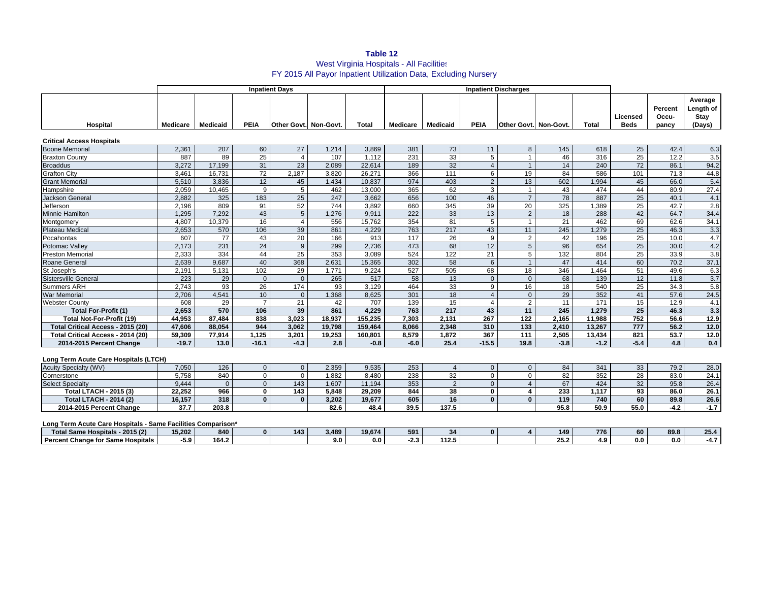**Table 12**

West Virginia Hospitals - All Facilities

FY 2015 All Payor Inpatient Utilization Data, Excluding Nursery

| Hospital | Inpatient Days | | | | | | Inpatient Discharges | | | | | | Licensed Beds | Percent Occu-pancy | Average Length of Stay (Days) |
|---|---|---|---|---|---|---|---|---|---|---|---|---|---|---|---|
| | Medicare | Medicaid | PEIA | Other Govt. | Non-Govt. | Total | Medicare | Medicaid | PEIA | Other Govt. | Non-Govt. | Total | | | |
| **Critical Access Hospitals** | | | | | | | | | | | | | | | |
| Boone Memorial | 2,361 | 207 | 60 | 27 | 1,214 | 3,869 | 381 | 73 | 11 | 8 | 145 | 618 | 25 | 42.4 | 6.3 |
| Braxton County | 887 | 89 | 25 | 4 | 107 | 1,112 | 231 | 33 | 5 | 1 | 46 | 316 | 25 | 12.2 | 3.5 |
| Broaddus | 3,272 | 17,199 | 31 | 23 | 2,089 | 22,614 | 189 | 32 | 4 | 1 | 14 | 240 | 72 | 86.1 | 94.2 |
| Grafton City | 3,461 | 16,731 | 72 | 2,187 | 3,820 | 26,271 | 366 | 111 | 6 | 19 | 84 | 586 | 101 | 71.3 | 44.8 |
| Grant Memorial | 5,510 | 3,836 | 12 | 45 | 1,434 | 10,837 | 974 | 403 | 2 | 13 | 602 | 1,994 | 45 | 66.0 | 5.4 |
| Hampshire | 2,059 | 10,465 | 9 | 5 | 462 | 13,000 | 365 | 62 | 3 | 1 | 43 | 474 | 44 | 80.9 | 27.4 |
| Jackson General | 2,882 | 325 | 183 | 25 | 247 | 3,662 | 656 | 100 | 46 | 7 | 78 | 887 | 25 | 40.1 | 4.1 |
| Jefferson | 2,196 | 809 | 91 | 52 | 744 | 3,892 | 660 | 345 | 39 | 20 | 325 | 1,389 | 25 | 42.7 | 2.8 |
| Minnie Hamilton | 1,295 | 7,292 | 43 | 5 | 1,276 | 9,911 | 222 | 33 | 13 | 2 | 18 | 288 | 42 | 64.7 | 34.4 |
| Montgomery | 4,807 | 10,379 | 16 | 4 | 556 | 15,762 | 354 | 81 | 5 | 1 | 21 | 462 | 69 | 62.6 | 34.1 |
| Plateau Medical | 2,653 | 570 | 106 | 39 | 861 | 4,229 | 763 | 217 | 43 | 11 | 245 | 1,279 | 25 | 46.3 | 3.3 |
| Pocahontas | 607 | 77 | 43 | 20 | 166 | 913 | 117 | 26 | 9 | 2 | 42 | 196 | 25 | 10.0 | 4.7 |
| Potomac Valley | 2,173 | 231 | 24 | 9 | 299 | 2,736 | 473 | 68 | 12 | 5 | 96 | 654 | 25 | 30.0 | 4.2 |
| Preston Memorial | 2,333 | 334 | 44 | 25 | 353 | 3,089 | 524 | 122 | 21 | 5 | 132 | 804 | 25 | 33.9 | 3.8 |
| Roane General | 2,639 | 9,687 | 40 | 368 | 2,631 | 15,365 | 302 | 58 | 6 | 1 | 47 | 414 | 60 | 70.2 | 37.1 |
| St Joseph's | 2,191 | 5,131 | 102 | 29 | 1,771 | 9,224 | 527 | 505 | 68 | 18 | 346 | 1,464 | 51 | 49.6 | 6.3 |
| Sistersville General | 223 | 29 | 0 | 0 | 265 | 517 | 58 | 13 | 0 | 0 | 68 | 139 | 12 | 11.8 | 3.7 |
| Summers ARH | 2,743 | 93 | 26 | 174 | 93 | 3,129 | 464 | 33 | 9 | 16 | 18 | 540 | 25 | 34.3 | 5.8 |
| War Memorial | 2,706 | 4,541 | 10 | 0 | 1,368 | 8,625 | 301 | 18 | 4 | 0 | 29 | 352 | 41 | 57.6 | 24.5 |
| Webster County | 608 | 29 | 7 | 21 | 42 | 707 | 139 | 15 | 4 | 2 | 11 | 171 | 15 | 12.9 | 4.1 |
| **Total For-Profit (1)** | **2,653** | **570** | **106** | **39** | **861** | **4,229** | **763** | **217** | **43** | **11** | **245** | **1,279** | **25** | **46.3** | **3.3** |
| **Total Not-For-Profit (19)** | **44,953** | **87,484** | **838** | **3,023** | **18,937** | **155,235** | **7,303** | **2,131** | **267** | **122** | **2,165** | **11,988** | **752** | **56.6** | **12.9** |
| **Total Critical Access - 2015 (20)** | **47,606** | **88,054** | **944** | **3,062** | **19,798** | **159,464** | **8,066** | **2,348** | **310** | **133** | **2,410** | **13,267** | **777** | **56.2** | **12.0** |
| **Total Critical Access - 2014 (20)** | **59,309** | **77,914** | **1,125** | **3,201** | **19,253** | **160,801** | **8,579** | **1,872** | **367** | **111** | **2,505** | **13,434** | **821** | **53.7** | **12.0** |
| **2014-2015 Percent Change** | **-19.7** | **13.0** | **-16.1** | **-4.3** | **2.8** | **-0.8** | **-6.0** | **25.4** | **-15.5** | **19.8** | **-3.8** | **-1.2** | **-5.4** | **4.8** | **0.4** |
| **Long Term Acute Care Hospitals (LTCH)** | | | | | | | | | | | | | | | |
| Acuity Specialty (WV) | 7,050 | 126 | 0 | 0 | 2,359 | 9,535 | 253 | 4 | 0 | 0 | 84 | 341 | 33 | 79.2 | 28.0 |
| Cornerstone | 5,758 | 840 | 0 | 0 | 1,882 | 8,480 | 238 | 32 | 0 | 0 | 82 | 352 | 28 | 83.0 | 24.1 |
| Select Specialty | 9,444 | 0 | 0 | 143 | 1,607 | 11,194 | 353 | 2 | 0 | 4 | 67 | 424 | 32 | 95.8 | 26.4 |
| **Total LTACH - 2015 (3)** | **22,252** | **966** | **0** | **143** | **5,848** | **29,209** | **844** | **38** | **0** | **4** | **233** | **1,117** | **93** | **86.0** | **26.1** |
| **Total LTACH - 2014 (2)** | **16,157** | **318** | **0** | **0** | **3,202** | **19,677** | **605** | **16** | **0** | **0** | **119** | **740** | **60** | **89.8** | **26.6** |
| **2014-2015 Percent Change** | **37.7** | **203.8** | | | **82.6** | **48.4** | **39.5** | **137.5** | | | **95.8** | **50.9** | **55.0** | **-4.2** | **-1.7** |
| **Long Term Acute Care Hospitals - Same Facilities Comparison*** | | | | | | | | | | | | | | | |
| **Total Same Hospitals - 2015 (2)** | **15,202** | **840** | **0** | **143** | **3,489** | **19,674** | **591** | **34** | **0** | **4** | **149** | **776** | **60** | **89.8** | **25.4** |
| **Percent Change for Same Hospitals** | **-5.9** | **164.2** | | | **9.0** | **0.0** | **-2.3** | **112.5** | | | **25.2** | **4.9** | **0.0** | **0.0** | **-4.7** |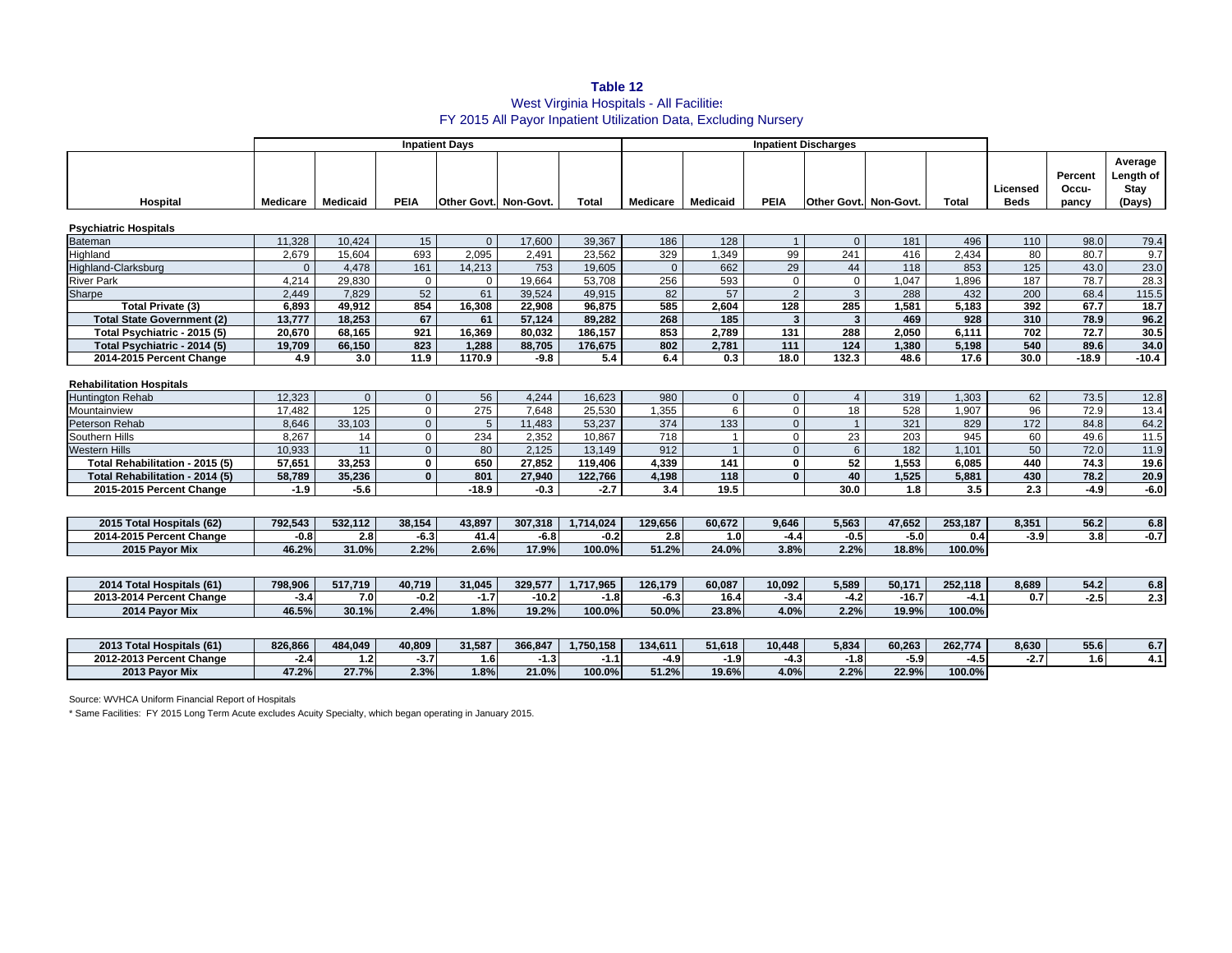**Table 12**

West Virginia Hospitals - All Facilities

FY 2015 All Payor Inpatient Utilization Data, Excluding Nursery

| | Inpatient Days | | | | | | Inpatient Discharges | | | | | | | | |
|---|---|---|---|---|---|---|---|---|---|---|---|---|---|---|---|
| Hospital | Medicare | Medicaid | PEIA | Other Govt. | Non-Govt. | Total | Medicare | Medicaid | PEIA | Other Govt. | Non-Govt. | Total | Licensed Beds | Percent Occu-pancy | Average Length of Stay (Days) |
| **Psychiatric Hospitals** | | | | | | | | | | | | | | | |
| Bateman | 11,328 | 10,424 | 15 | 0 | 17,600 | 39,367 | 186 | 128 | 1 | 0 | 181 | 496 | 110 | 98.0 | 79.4 |
| Highland | 2,679 | 15,604 | 693 | 2,095 | 2,491 | 23,562 | 329 | 1,349 | 99 | 241 | 416 | 2,434 | 80 | 80.7 | 9.7 |
| Highland-Clarksburg | 0 | 4,478 | 161 | 14,213 | 753 | 19,605 | 0 | 662 | 29 | 44 | 118 | 853 | 125 | 43.0 | 23.0 |
| River Park | 4,214 | 29,830 | 0 | 0 | 19,664 | 53,708 | 256 | 593 | 0 | 0 | 1,047 | 1,896 | 187 | 78.7 | 28.3 |
| Sharpe | 2,449 | 7,829 | 52 | 61 | 39,524 | 49,915 | 82 | 57 | 2 | 3 | 288 | 432 | 200 | 68.4 | 115.5 |
| **Total Private (3)** | **6,893** | **49,912** | **854** | **16,308** | **22,908** | **96,875** | **585** | **2,604** | **128** | **285** | **1,581** | **5,183** | **392** | **67.7** | **18.7** |
| **Total State Government (2)** | **13,777** | **18,253** | **67** | **61** | **57,124** | **89,282** | **268** | **185** | **3** | **3** | **469** | **928** | **310** | **78.9** | **96.2** |
| **Total Psychiatric - 2015 (5)** | **20,670** | **68,165** | **921** | **16,369** | **80,032** | **186,157** | **853** | **2,789** | **131** | **288** | **2,050** | **6,111** | **702** | **72.7** | **30.5** |
| **Total Psychiatric - 2014 (5)** | **19,709** | **66,150** | **823** | **1,288** | **88,705** | **176,675** | **802** | **2,781** | **111** | **124** | **1,380** | **5,198** | **540** | **89.6** | **34.0** |
| **2014-2015 Percent Change** | **4.9** | **3.0** | **11.9** | **1170.9** | **-9.8** | **5.4** | **6.4** | **0.3** | **18.0** | **132.3** | **48.6** | **17.6** | **30.0** | **-18.9** | **-10.4** |
| **Rehabilitation Hospitals** | | | | | | | | | | | | | | | |
| Huntington Rehab | 12,323 | 0 | 0 | 56 | 4,244 | 16,623 | 980 | 0 | 0 | 4 | 319 | 1,303 | 62 | 73.5 | 12.8 |
| Mountainview | 17,482 | 125 | 0 | 275 | 7,648 | 25,530 | 1,355 | 6 | 0 | 18 | 528 | 1,907 | 96 | 72.9 | 13.4 |
| Peterson Rehab | 8,646 | 33,103 | 0 | 5 | 11,483 | 53,237 | 374 | 133 | 0 | 1 | 321 | 829 | 172 | 84.8 | 64.2 |
| Southern Hills | 8,267 | 14 | 0 | 234 | 2,352 | 10,867 | 718 | 1 | 0 | 23 | 203 | 945 | 60 | 49.6 | 11.5 |
| Western Hills | 10,933 | 11 | 0 | 80 | 2,125 | 13,149 | 912 | 1 | 0 | 6 | 182 | 1,101 | 50 | 72.0 | 11.9 |
| **Total Rehabilitation - 2015 (5)** | **57,651** | **33,253** | **0** | **650** | **27,852** | **119,406** | **4,339** | **141** | **0** | **52** | **1,553** | **6,085** | **440** | **74.3** | **19.6** |
| **Total Rehabilitation - 2014 (5)** | **58,789** | **35,236** | **0** | **801** | **27,940** | **122,766** | **4,198** | **118** | **0** | **40** | **1,525** | **5,881** | **430** | **78.2** | **20.9** |
| **2015-2015 Percent Change** | **-1.9** | **-5.6** | | **-18.9** | **-0.3** | **-2.7** | **3.4** | **19.5** | | **30.0** | **1.8** | **3.5** | **2.3** | **-4.9** | **-6.0** |
| **2015 Total Hospitals (62)** | **792,543** | **532,112** | **38,154** | **43,897** | **307,318** | **1,714,024** | **129,656** | **60,672** | **9,646** | **5,563** | **47,652** | **253,187** | **8,351** | **56.2** | **6.8** |
| **2014-2015 Percent Change** | **-0.8** | **2.8** | **-6.3** | **41.4** | **-6.8** | **-0.2** | **2.8** | **1.0** | **-4.4** | **-0.5** | **-5.0** | **0.4** | **-3.9** | **3.8** | **-0.7** |
| **2015 Payor Mix** | **46.2%** | **31.0%** | **2.2%** | **2.6%** | **17.9%** | **100.0%** | **51.2%** | **24.0%** | **3.8%** | **2.2%** | **18.8%** | **100.0%** | | | |
| **2014 Total Hospitals (61)** | **798,906** | **517,719** | **40,719** | **31,045** | **329,577** | **1,717,965** | **126,179** | **60,087** | **10,092** | **5,589** | **50,171** | **252,118** | **8,689** | **54.2** | **6.8** |
| **2013-2014 Percent Change** | **-3.4** | **7.0** | **-0.2** | **-1.7** | **-10.2** | **-1.8** | **-6.3** | **16.4** | **-3.4** | **-4.2** | **-16.7** | **-4.1** | **0.7** | **-2.5** | **2.3** |
| **2014 Payor Mix** | **46.5%** | **30.1%** | **2.4%** | **1.8%** | **19.2%** | **100.0%** | **50.0%** | **23.8%** | **4.0%** | **2.2%** | **19.9%** | **100.0%** | | | |
| **2013 Total Hospitals (61)** | **826,866** | **484,049** | **40,809** | **31,587** | **366,847** | **1,750,158** | **134,611** | **51,618** | **10,448** | **5,834** | **60,263** | **262,774** | **8,630** | **55.6** | **6.7** |
| **2012-2013 Percent Change** | **-2.4** | **1.2** | **-3.7** | **1.6** | **-1.3** | **-1.1** | **-4.9** | **-1.9** | **-4.3** | **-1.8** | **-5.9** | **-4.5** | **-2.7** | **1.6** | **4.1** |
| **2013 Payor Mix** | **47.2%** | **27.7%** | **2.3%** | **1.8%** | **21.0%** | **100.0%** | **51.2%** | **19.6%** | **4.0%** | **2.2%** | **22.9%** | **100.0%** | | | |

Source: WVHCA Uniform Financial Report of Hospitals

* Same Facilities: FY 2015 Long Term Acute excludes Acuity Specialty, which began operating in January 2015.